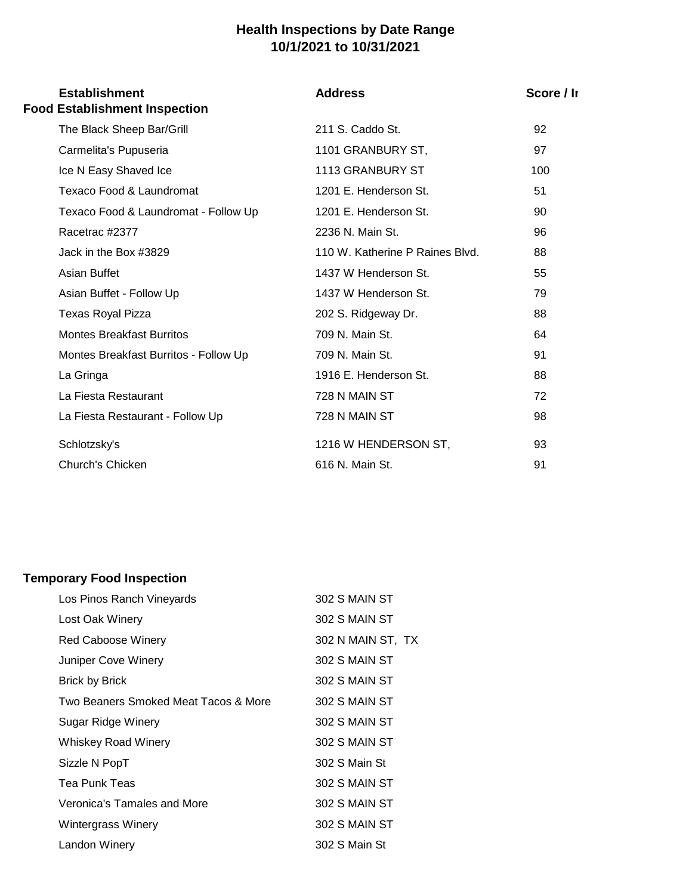# Health Inspections by Date Range
## 10/1/2021 to 10/31/2021

| Establishment | Address | Score / In |
|---|---|---|
| **Food Establishment Inspection** | | |
| The Black Sheep Bar/Grill | 211 S. Caddo St. | 92 |
| Carmelita's Pupuseria | 1101 GRANBURY ST, | 97 |
| Ice N Easy Shaved Ice | 1113 GRANBURY ST | 100 |
| Texaco Food & Laundromat | 1201 E. Henderson St. | 51 |
| Texaco Food & Laundromat - Follow Up | 1201 E. Henderson St. | 90 |
| Racetrac #2377 | 2236 N. Main St. | 96 |
| Jack in the Box #3829 | 110 W. Katherine P Raines Blvd. | 88 |
| Asian Buffet | 1437 W Henderson St. | 55 |
| Asian Buffet - Follow Up | 1437 W Henderson St. | 79 |
| Texas Royal Pizza | 202 S. Ridgeway Dr. | 88 |
| Montes Breakfast Burritos | 709 N. Main St. | 64 |
| Montes Breakfast Burritos - Follow Up | 709 N. Main St. | 91 |
| La Gringa | 1916 E. Henderson St. | 88 |
| La Fiesta Restaurant | 728 N MAIN ST | 72 |
| La Fiesta Restaurant - Follow Up | 728 N MAIN ST | 98 |
| Schlotzsky's | 1216 W HENDERSON ST, | 93 |
| Church's Chicken | 616 N. Main St. | 91 |
| **Temporary Food Inspection** | | |
| Los Pinos Ranch Vineyards | 302 S MAIN ST | |
| Lost Oak Winery | 302 S MAIN ST | |
| Red Caboose Winery | 302 N MAIN ST, TX | |
| Juniper Cove Winery | 302 S MAIN ST | |
| Brick by Brick | 302 S MAIN ST | |
| Two Beaners Smoked Meat Tacos & More | 302 S MAIN ST | |
| Sugar Ridge Winery | 302 S MAIN ST | |
| Whiskey Road Winery | 302 S MAIN ST | |
| Sizzle N PopT | 302 S Main St | |
| Tea Punk Teas | 302 S MAIN ST | |
| Veronica's Tamales and More | 302 S MAIN ST | |
| Wintergrass Winery | 302 S MAIN ST | |
| Landon Winery | 302 S Main St | |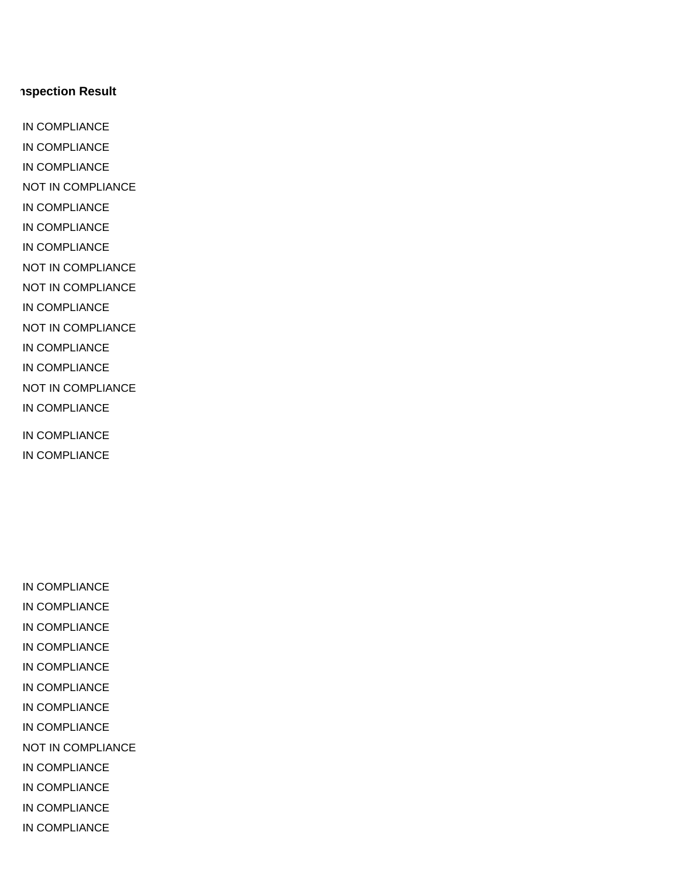| Inspection Result |
| --- |
| IN COMPLIANCE |
| IN COMPLIANCE |
| IN COMPLIANCE |
| NOT IN COMPLIANCE |
| IN COMPLIANCE |
| IN COMPLIANCE |
| IN COMPLIANCE |
| NOT IN COMPLIANCE |
| NOT IN COMPLIANCE |
| IN COMPLIANCE |
| NOT IN COMPLIANCE |
| IN COMPLIANCE |
| IN COMPLIANCE |
| NOT IN COMPLIANCE |
| IN COMPLIANCE |
| IN COMPLIANCE |
| IN COMPLIANCE |
| IN COMPLIANCE |
| IN COMPLIANCE |
| IN COMPLIANCE |
| IN COMPLIANCE |
| IN COMPLIANCE |
| IN COMPLIANCE |
| IN COMPLIANCE |
| IN COMPLIANCE |
| NOT IN COMPLIANCE |
| IN COMPLIANCE |
| IN COMPLIANCE |
| IN COMPLIANCE |
| IN COMPLIANCE |